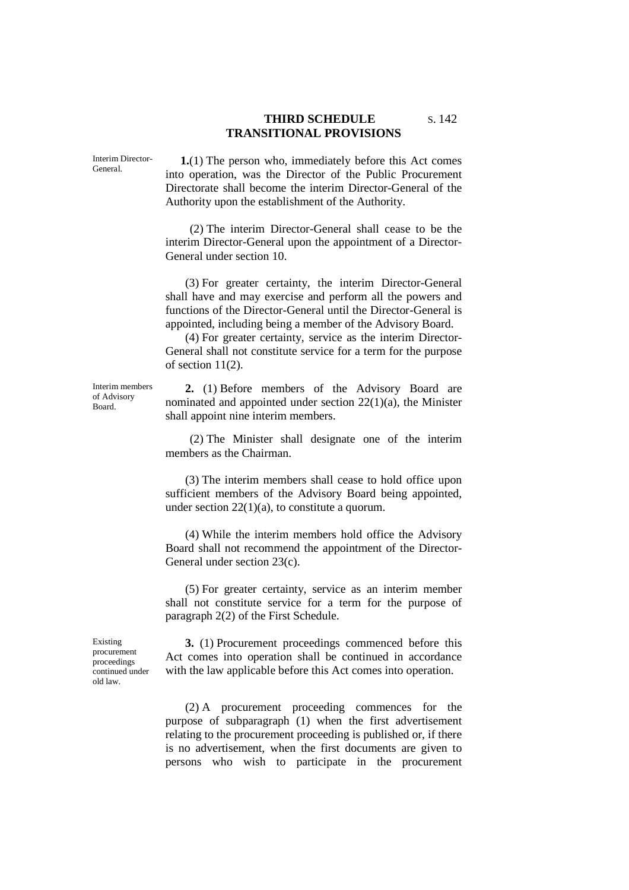# THIRD SCHEDULE

s. 142

## TRANSITIONAL PROVISIONS

*Interim Director-General.*

**1.**(1) The person who, immediately before this Act comes into operation, was the Director of the Public Procurement Directorate shall become the interim Director-General of the Authority upon the establishment of the Authority.

(2) The interim Director-General shall cease to be the interim Director-General upon the appointment of a Director-General under section 10.

(3) For greater certainty, the interim Director-General shall have and may exercise and perform all the powers and functions of the Director-General until the Director-General is appointed, including being a member of the Advisory Board.

(4) For greater certainty, service as the interim Director-General shall not constitute service for a term for the purpose of section 11(2).

*Interim members of Advisory Board.*

**2.** (1) Before members of the Advisory Board are nominated and appointed under section 22(1)(a), the Minister shall appoint nine interim members.

(2) The Minister shall designate one of the interim members as the Chairman.

(3) The interim members shall cease to hold office upon sufficient members of the Advisory Board being appointed, under section 22(1)(a), to constitute a quorum.

(4) While the interim members hold office the Advisory Board shall not recommend the appointment of the Director-General under section 23(c).

(5) For greater certainty, service as an interim member shall not constitute service for a term for the purpose of paragraph 2(2) of the First Schedule.

*Existing procurement proceedings continued under old law.*

**3.** (1) Procurement proceedings commenced before this Act comes into operation shall be continued in accordance with the law applicable before this Act comes into operation.

(2) A procurement proceeding commences for the purpose of subparagraph (1) when the first advertisement relating to the procurement proceeding is published or, if there is no advertisement, when the first documents are given to persons who wish to participate in the procurement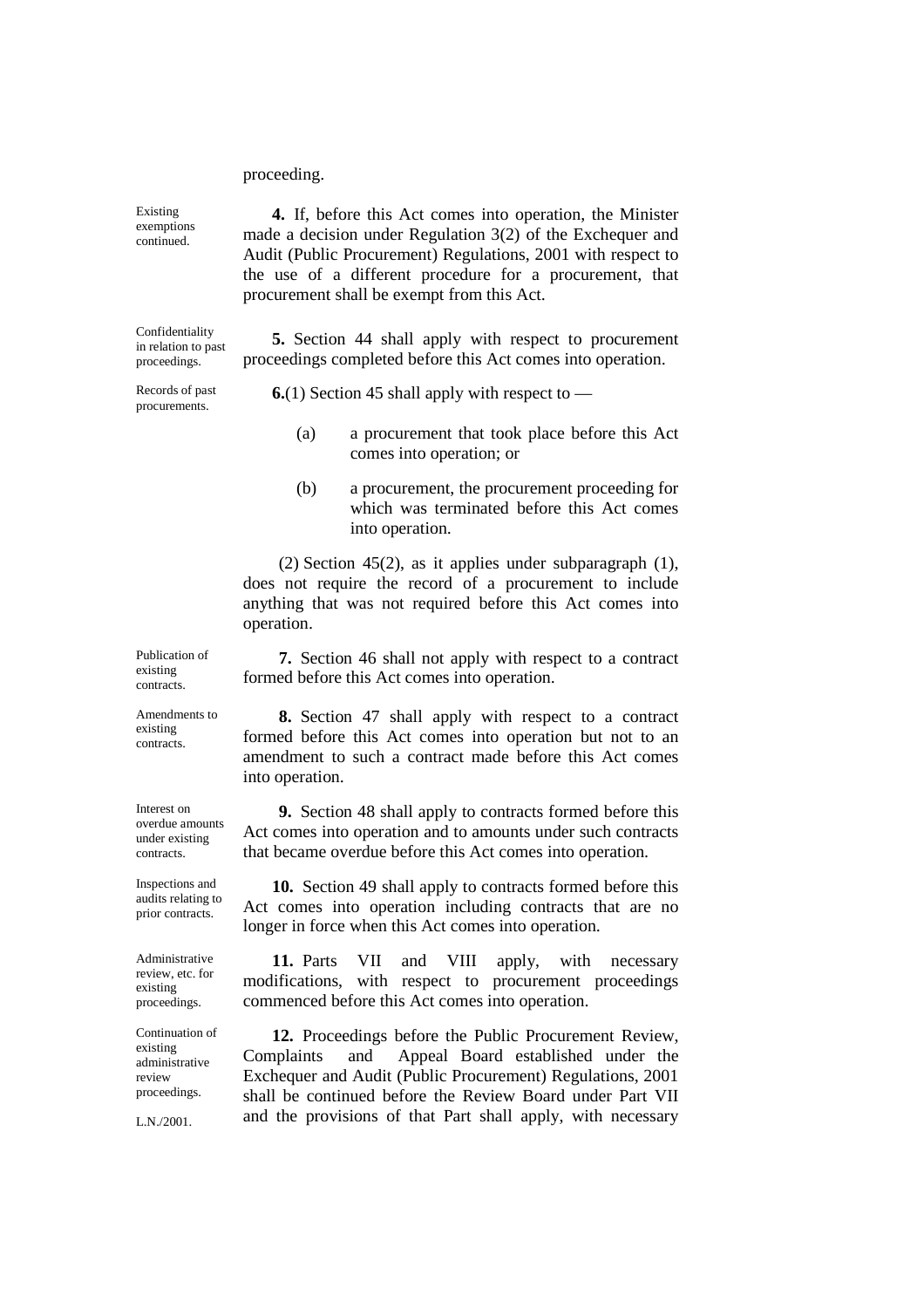proceeding.

*Existing exemptions continued.*

**4.** If, before this Act comes into operation, the Minister made a decision under Regulation 3(2) of the Exchequer and Audit (Public Procurement) Regulations, 2001 with respect to the use of a different procedure for a procurement, that procurement shall be exempt from this Act.

*Confidentiality in relation to past proceedings.*

**5.** Section 44 shall apply with respect to procurement proceedings completed before this Act comes into operation.

*Records of past procurements.*

**6.**(1) Section 45 shall apply with respect to —

(a) a procurement that took place before this Act comes into operation; or

(b) a procurement, the procurement proceeding for which was terminated before this Act comes into operation.

(2) Section 45(2), as it applies under subparagraph (1), does not require the record of a procurement to include anything that was not required before this Act comes into operation.

*Publication of existing contracts.*

**7.** Section 46 shall not apply with respect to a contract formed before this Act comes into operation.

*Amendments to existing contracts.*

**8.** Section 47 shall apply with respect to a contract formed before this Act comes into operation but not to an amendment to such a contract made before this Act comes into operation.

*Interest on overdue amounts under existing contracts.*

**9.** Section 48 shall apply to contracts formed before this Act comes into operation and to amounts under such contracts that became overdue before this Act comes into operation.

*Inspections and audits relating to prior contracts.*

**10.** Section 49 shall apply to contracts formed before this Act comes into operation including contracts that are no longer in force when this Act comes into operation.

*Administrative review, etc. for existing proceedings.*

**11.** Parts VII and VIII apply, with necessary modifications, with respect to procurement proceedings commenced before this Act comes into operation.

*Continuation of existing administrative review proceedings.*

*L.N./2001.*

**12.** Proceedings before the Public Procurement Review, Complaints and Appeal Board established under the Exchequer and Audit (Public Procurement) Regulations, 2001 shall be continued before the Review Board under Part VII and the provisions of that Part shall apply, with necessary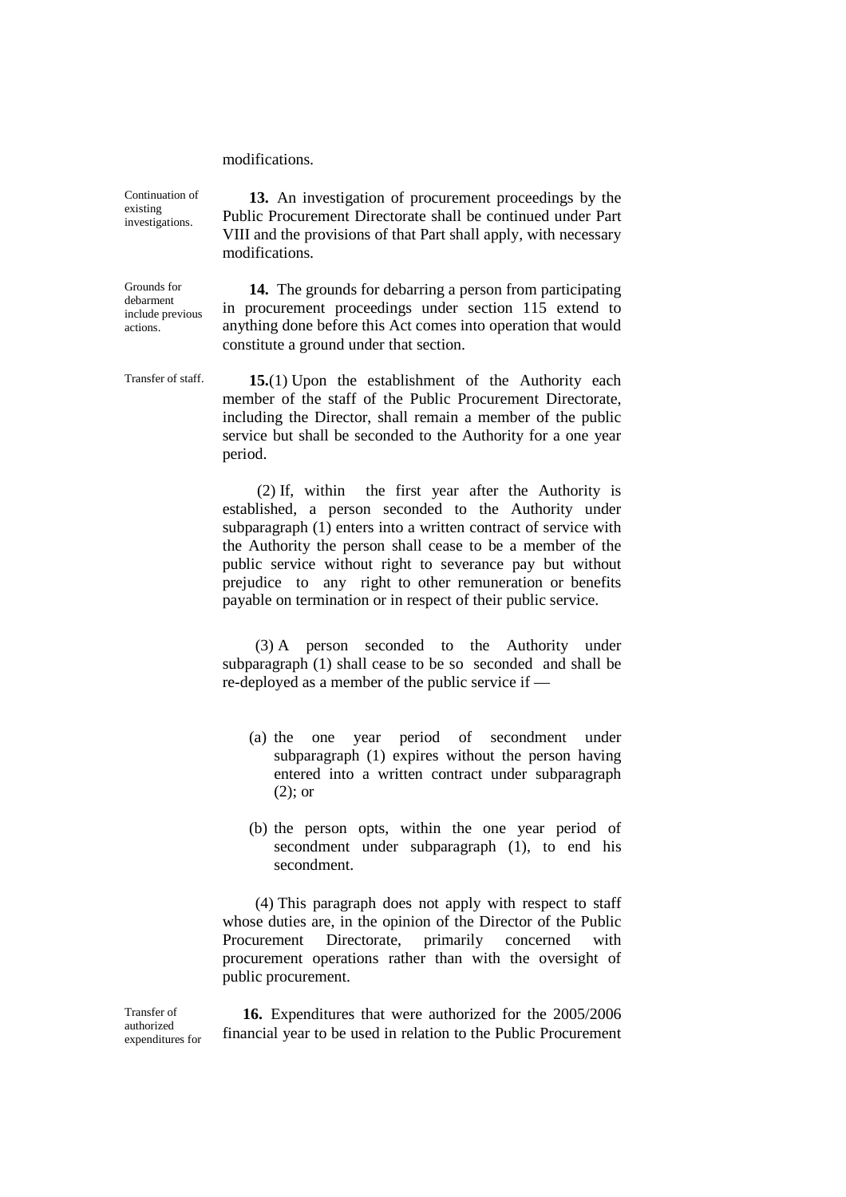modifications.

Continuation of existing investigations.

**13.** An investigation of procurement proceedings by the Public Procurement Directorate shall be continued under Part VIII and the provisions of that Part shall apply, with necessary modifications.

Grounds for debarment include previous actions.

**14.** The grounds for debarring a person from participating in procurement proceedings under section 115 extend to anything done before this Act comes into operation that would constitute a ground under that section.

Transfer of staff.

**15.**(1) Upon the establishment of the Authority each member of the staff of the Public Procurement Directorate, including the Director, shall remain a member of the public service but shall be seconded to the Authority for a one year period.

(2) If, within the first year after the Authority is established, a person seconded to the Authority under subparagraph (1) enters into a written contract of service with the Authority the person shall cease to be a member of the public service without right to severance pay but without prejudice to any right to other remuneration or benefits payable on termination or in respect of their public service.

(3) A person seconded to the Authority under subparagraph (1) shall cease to be so seconded and shall be re-deployed as a member of the public service if —

(a) the one year period of secondment under subparagraph (1) expires without the person having entered into a written contract under subparagraph (2); or

(b) the person opts, within the one year period of secondment under subparagraph (1), to end his secondment.

(4) This paragraph does not apply with respect to staff whose duties are, in the opinion of the Director of the Public Procurement Directorate, primarily concerned with procurement operations rather than with the oversight of public procurement.

Transfer of authorized expenditures for

**16.** Expenditures that were authorized for the 2005/2006 financial year to be used in relation to the Public Procurement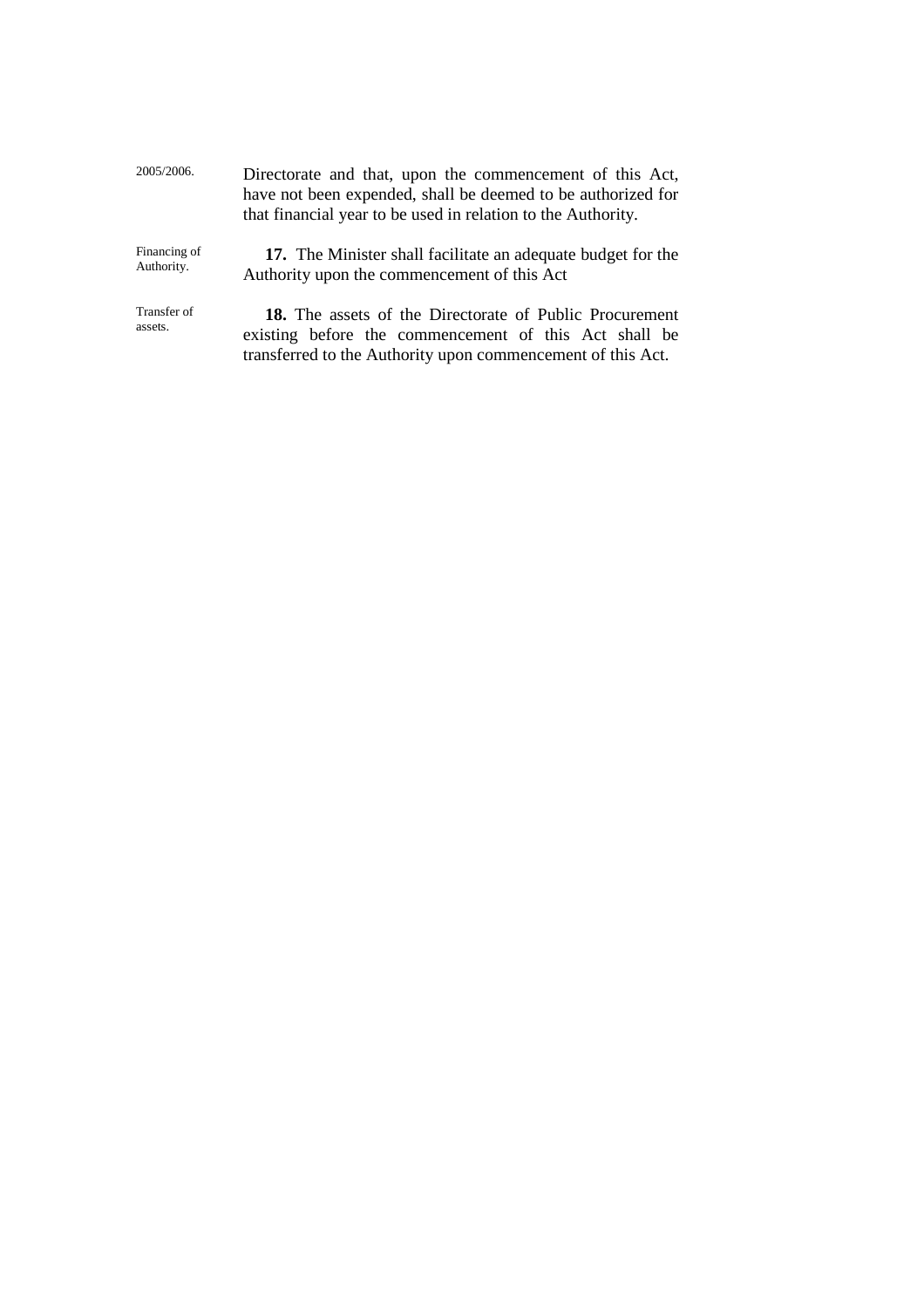2005/2006.

Directorate and that, upon the commencement of this Act, have not been expended, shall be deemed to be authorized for that financial year to be used in relation to the Authority.

Financing of Authority.

**17.** The Minister shall facilitate an adequate budget for the Authority upon the commencement of this Act

Transfer of assets.

**18.** The assets of the Directorate of Public Procurement existing before the commencement of this Act shall be transferred to the Authority upon commencement of this Act.